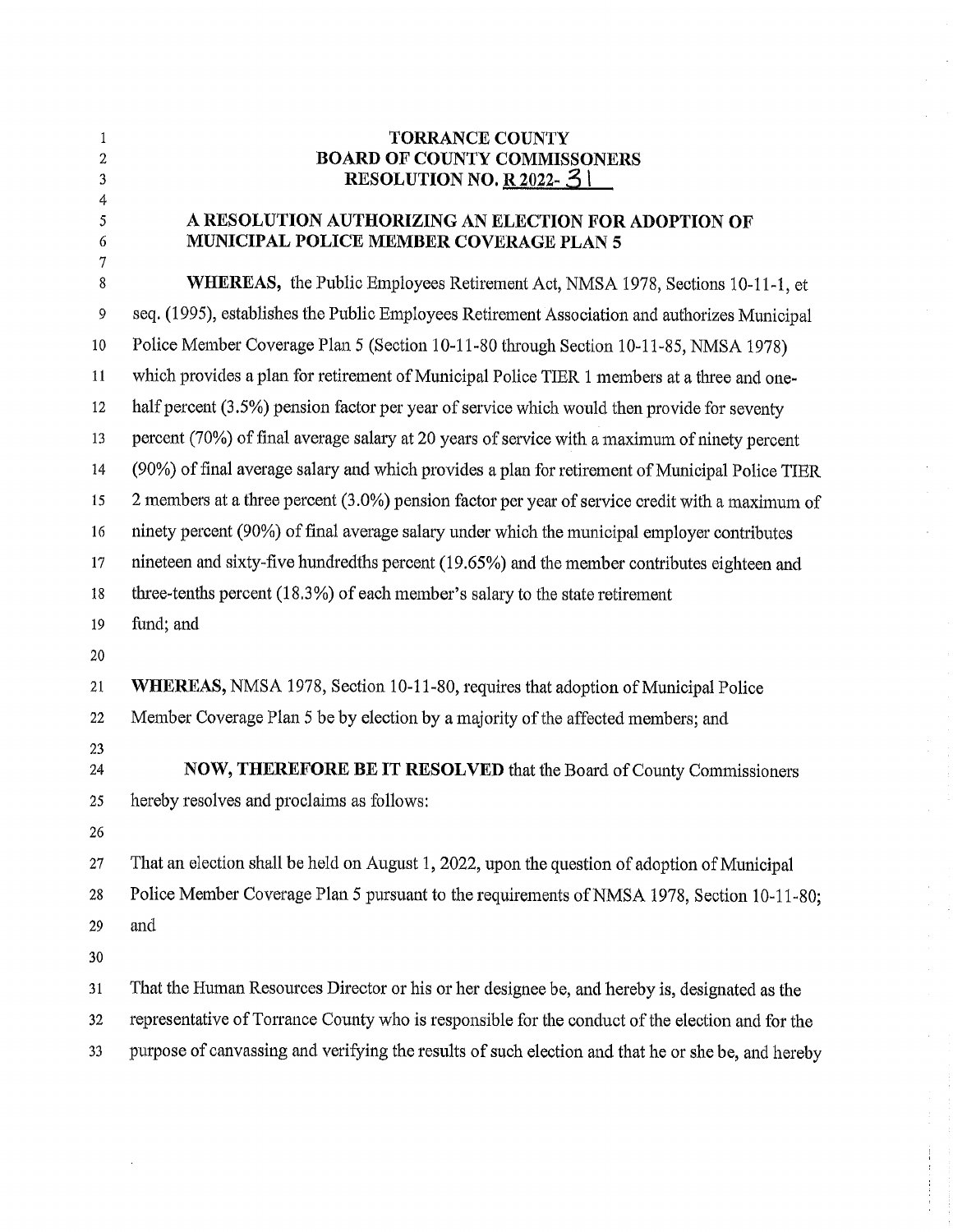# TORRANCE COUNTY
# BOARD OF COUNTY COMMISSONERS
# RESOLUTION NO. R 2022- 31

## A RESOLUTION AUTHORIZING AN ELECTION FOR ADOPTION OF MUNICIPAL POLICE MEMBER COVERAGE PLAN 5

**WHEREAS,** the Public Employees Retirement Act, NMSA 1978, Sections 10-11-1, et seq. (1995), establishes the Public Employees Retirement Association and authorizes Municipal Police Member Coverage Plan 5 (Section 10-11-80 through Section 10-11-85, NMSA 1978) which provides a plan for retirement of Municipal Police TIER 1 members at a three and one-half percent (3.5%) pension factor per year of service which would then provide for seventy percent (70%) of final average salary at 20 years of service with a maximum of ninety percent (90%) of final average salary and which provides a plan for retirement of Municipal Police TIER 2 members at a three percent (3.0%) pension factor per year of service credit with a maximum of ninety percent (90%) of final average salary under which the municipal employer contributes nineteen and sixty-five hundredths percent (19.65%) and the member contributes eighteen and three-tenths percent (18.3%) of each member's salary to the state retirement fund; and

**WHEREAS,** NMSA 1978, Section 10-11-80, requires that adoption of Municipal Police Member Coverage Plan 5 be by election by a majority of the affected members; and

**NOW, THEREFORE BE IT RESOLVED** that the Board of County Commissioners hereby resolves and proclaims as follows:

That an election shall be held on August 1, 2022, upon the question of adoption of Municipal Police Member Coverage Plan 5 pursuant to the requirements of NMSA 1978, Section 10-11-80; and

That the Human Resources Director or his or her designee be, and hereby is, designated as the representative of Torrance County who is responsible for the conduct of the election and for the purpose of canvassing and verifying the results of such election and that he or she be, and hereby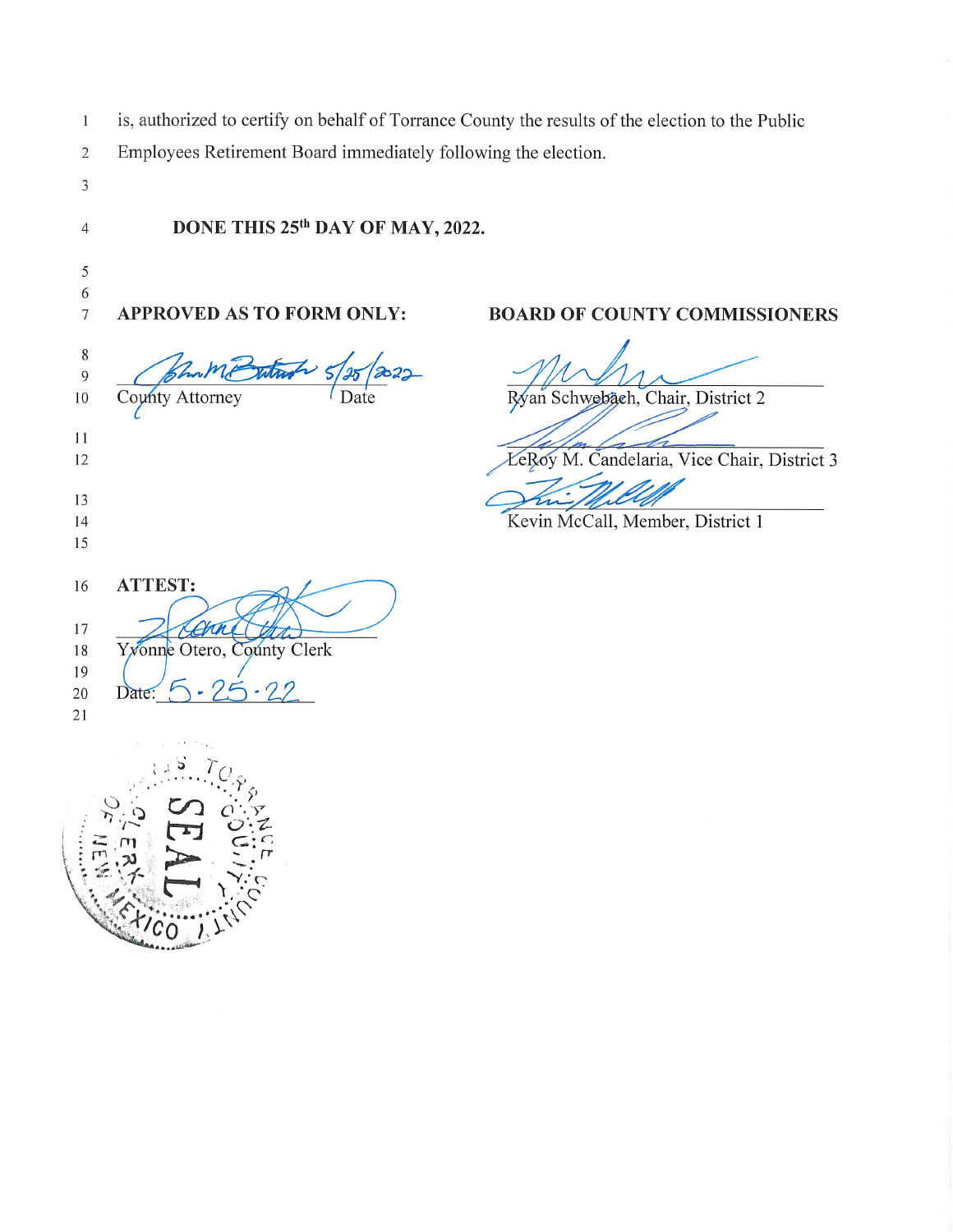is, authorized to certify on behalf of Torrance County the results of the election to the Public Employees Retirement Board immediately following the election.

**DONE THIS 25th DAY OF MAY, 2022.**

**APPROVED AS TO FORM ONLY:**

5/25/2022

County Attorney Date

**BOARD OF COUNTY COMMISSIONERS**

Ryan Schwebach, Chair, District 2

LeRoy M. Candelaria, Vice Chair, District 3

Kevin McCall, Member, District 1

**ATTEST:**

Yvonne Otero, County Clerk

Date: 5-25-22

SEAL
TORRANCE COUNTY CLERK OF NEW MEXICO